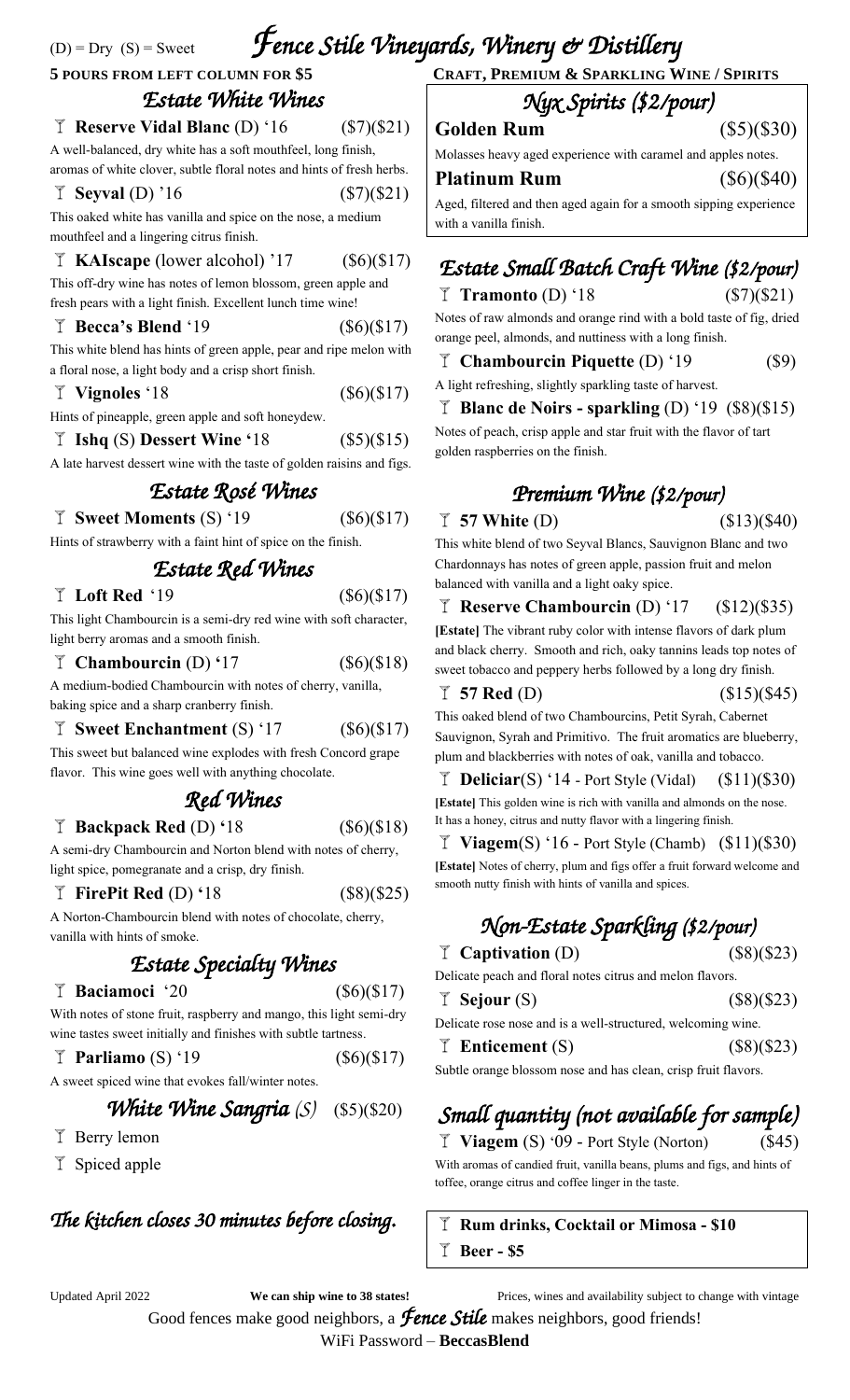(D) = Dry (S) = Sweet

# Fence Stile Vineyards, Winery & Distillery

**5 POURS FROM LEFT COLUMN FOR $5**

## Estate White Wines

**Reserve Vidal Blanc** (D) '16 ($7)($21)

A well-balanced, dry white has a soft mouthfeel, long finish, aromas of white clover, subtle floral notes and hints of fresh herbs.

**Seyval** (D) '16 ($7)($21)

This oaked white has vanilla and spice on the nose, a medium mouthfeel and a lingering citrus finish.

**KAIscape** (lower alcohol) '17 ($6)($17)

This off-dry wine has notes of lemon blossom, green apple and fresh pears with a light finish. Excellent lunch time wine!

**Becca's Blend** '19 ($6)($17)

This white blend has hints of green apple, pear and ripe melon with a floral nose, a light body and a crisp short finish.

**Vignoles** '18 ($6)($17)

Hints of pineapple, green apple and soft honeydew.

**Ishq** (S) **Dessert Wine '**18 ($5)($15)

A late harvest dessert wine with the taste of golden raisins and figs.

## Estate Rosé Wines

**Sweet Moments** (S) '19 ($6)($17)

Hints of strawberry with a faint hint of spice on the finish.

## Estate Red Wines

**Loft Red** '19 ($6)($17)

This light Chambourcin is a semi-dry red wine with soft character, light berry aromas and a smooth finish.

**Chambourcin** (D) **'**17 ($6)($18)

A medium-bodied Chambourcin with notes of cherry, vanilla, baking spice and a sharp cranberry finish.

**Sweet Enchantment** (S) '17 ($6)($17)

This sweet but balanced wine explodes with fresh Concord grape flavor. This wine goes well with anything chocolate.

## Red Wines

**Backpack Red** (D) **'**18 ($6)($18)

A semi-dry Chambourcin and Norton blend with notes of cherry, light spice, pomegranate and a crisp, dry finish.

**FirePit Red** (D) **'**18 ($8)($25)

A Norton-Chambourcin blend with notes of chocolate, cherry, vanilla with hints of smoke.

## Estate Specialty Wines

**Baciamoci** '20 ($6)($17)

With notes of stone fruit, raspberry and mango, this light semi-dry wine tastes sweet initially and finishes with subtle tartness.

**Parliamo** (S) '19 ($6)($17)

A sweet spiced wine that evokes fall/winter notes.

## White Wine Sangria (S) ($5)($20)

- Berry lemon
- Spiced apple

*The kitchen closes 30 minutes before closing.*

**CRAFT, PREMIUM & SPARKLING WINE / SPIRITS**

## Nyx Spirits ($2/pour)

**Golden Rum** ($5)($30)

Molasses heavy aged experience with caramel and apples notes.

**Platinum Rum** ($6)($40)

Aged, filtered and then aged again for a smooth sipping experience with a vanilla finish.

## Estate Small Batch Craft Wine ($2/pour)

**Tramonto** (D) '18 ($7)($21)

Notes of raw almonds and orange rind with a bold taste of fig, dried orange peel, almonds, and nuttiness with a long finish.

**Chambourcin Piquette** (D) '19 ($9)

A light refreshing, slightly sparkling taste of harvest.

**Blanc de Noirs - sparkling** (D) '19 ($8)($15)

Notes of peach, crisp apple and star fruit with the flavor of tart golden raspberries on the finish.

## Premium Wine ($2/pour)

**57 White** (D) ($13)($40)

This white blend of two Seyval Blancs, Sauvignon Blanc and two Chardonnays has notes of green apple, passion fruit and melon balanced with vanilla and a light oaky spice.

**Reserve Chambourcin** (D) '17 ($12)($35)

**[Estate]** The vibrant ruby color with intense flavors of dark plum and black cherry. Smooth and rich, oaky tannins leads top notes of sweet tobacco and peppery herbs followed by a long dry finish.

**57 Red** (D) ($15)($45)

This oaked blend of two Chambourcins, Petit Syrah, Cabernet Sauvignon, Syrah and Primitivo. The fruit aromatics are blueberry, plum and blackberries with notes of oak, vanilla and tobacco.

**Deliciar**(S) **'**14 - Port Style (Vidal) ($11)($30)

**[Estate]** This golden wine is rich with vanilla and almonds on the nose. It has a honey, citrus and nutty flavor with a lingering finish.

**Viagem**(S) '16 - Port Style (Chamb) ($11)($30)

**[Estate]** Notes of cherry, plum and figs offer a fruit forward welcome and smooth nutty finish with hints of vanilla and spices.

## Non-Estate Sparkling ($2/pour)

**Captivation** (D) ($8)($23)

Delicate peach and floral notes citrus and melon flavors.

**Sejour** (S) ($8)($23)

Delicate rose nose and is a well-structured, welcoming wine.

**Enticement** (S) ($8)($23)

Subtle orange blossom nose and has clean, crisp fruit flavors.

## Small quantity (not available for sample)

**Viagem** (S) '09 - Port Style (Norton) ($45)

With aromas of candied fruit, vanilla beans, plums and figs, and hints of toffee, orange citrus and coffee linger in the taste.

**Rum drinks, Cocktail or Mimosa - $10**

**Beer - $5**

Updated April 2022 **We can ship wine to 38 states!** Prices, wines and availability subject to change with vintage

Good fences make good neighbors, a *Fence Stile* makes neighbors, good friends!

WiFi Password – **BeccasBlend**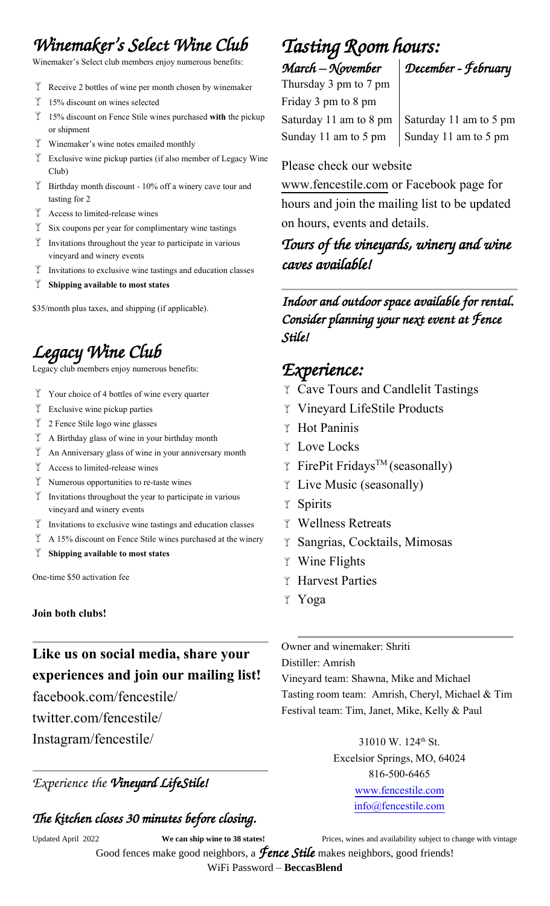# Winemaker's Select Wine Club

Winemaker's Select club members enjoy numerous benefits:

- Receive 2 bottles of wine per month chosen by winemaker
- 15% discount on wines selected
- 15% discount on Fence Stile wines purchased **with** the pickup or shipment
- Winemaker's wine notes emailed monthly
- Exclusive wine pickup parties (if also member of Legacy Wine Club)
- Birthday month discount - 10% off a winery cave tour and tasting for 2
- Access to limited-release wines
- Six coupons per year for complimentary wine tastings
- Invitations throughout the year to participate in various vineyard and winery events
- Invitations to exclusive wine tastings and education classes
- **Shipping available to most states**

$35/month plus taxes, and shipping (if applicable).

# Legacy Wine Club

Legacy club members enjoy numerous benefits:

- Your choice of 4 bottles of wine every quarter
- Exclusive wine pickup parties
- 2 Fence Stile logo wine glasses
- A Birthday glass of wine in your birthday month
- An Anniversary glass of wine in your anniversary month
- Access to limited-release wines
- Numerous opportunities to re-taste wines
- Invitations throughout the year to participate in various vineyard and winery events
- Invitations to exclusive wine tastings and education classes
- A 15% discount on Fence Stile wines purchased at the winery
- **Shipping available to most states**

One-time $50 activation fee

**Join both clubs!**

## Like us on social media, share your experiences and join our mailing list!

facebook.com/fencestile/

twitter.com/fencestile/

Instagram/fencestile/

*Experience the Vineyard LifeStile!*

## *The kitchen closes 30 minutes before closing.*

# Tasting Room hours:

| *March – November* | *December - February* |
| --- | --- |
| Thursday 3 pm to 7 pm | |
| Friday 3 pm to 8 pm | |
| Saturday 11 am to 8 pm | Saturday 11 am to 5 pm |
| Sunday 11 am to 5 pm | Sunday 11 am to 5 pm |

Please check our website www.fencestile.com or Facebook page for hours and join the mailing list to be updated on hours, events and details.

## *Tours of the vineyards, winery and wine caves available!*

## *Indoor and outdoor space available for rental. Consider planning your next event at Fence Stile!*

# Experience:

- Cave Tours and Candlelit Tastings
- Vineyard LifeStile Products
- Hot Paninis
- Love Locks
- FirePit Fridays™ (seasonally)
- Live Music (seasonally)
- Spirits
- Wellness Retreats
- Sangrias, Cocktails, Mimosas
- Wine Flights
- Harvest Parties
- Yoga

Owner and winemaker: Shriti
Distiller: Amrish
Vineyard team: Shawna, Mike and Michael
Tasting room team: Amrish, Cheryl, Michael & Tim
Festival team: Tim, Janet, Mike, Kelly & Paul

31010 W. 124th St.
Excelsior Springs, MO, 64024
816-500-6465
www.fencestile.com
info@fencestile.com

Updated April 2022 **We can ship wine to 38 states!** Prices, wines and availability subject to change with vintage

Good fences make good neighbors, a *Fence Stile* makes neighbors, good friends!

WiFi Password – **BeccasBlend**